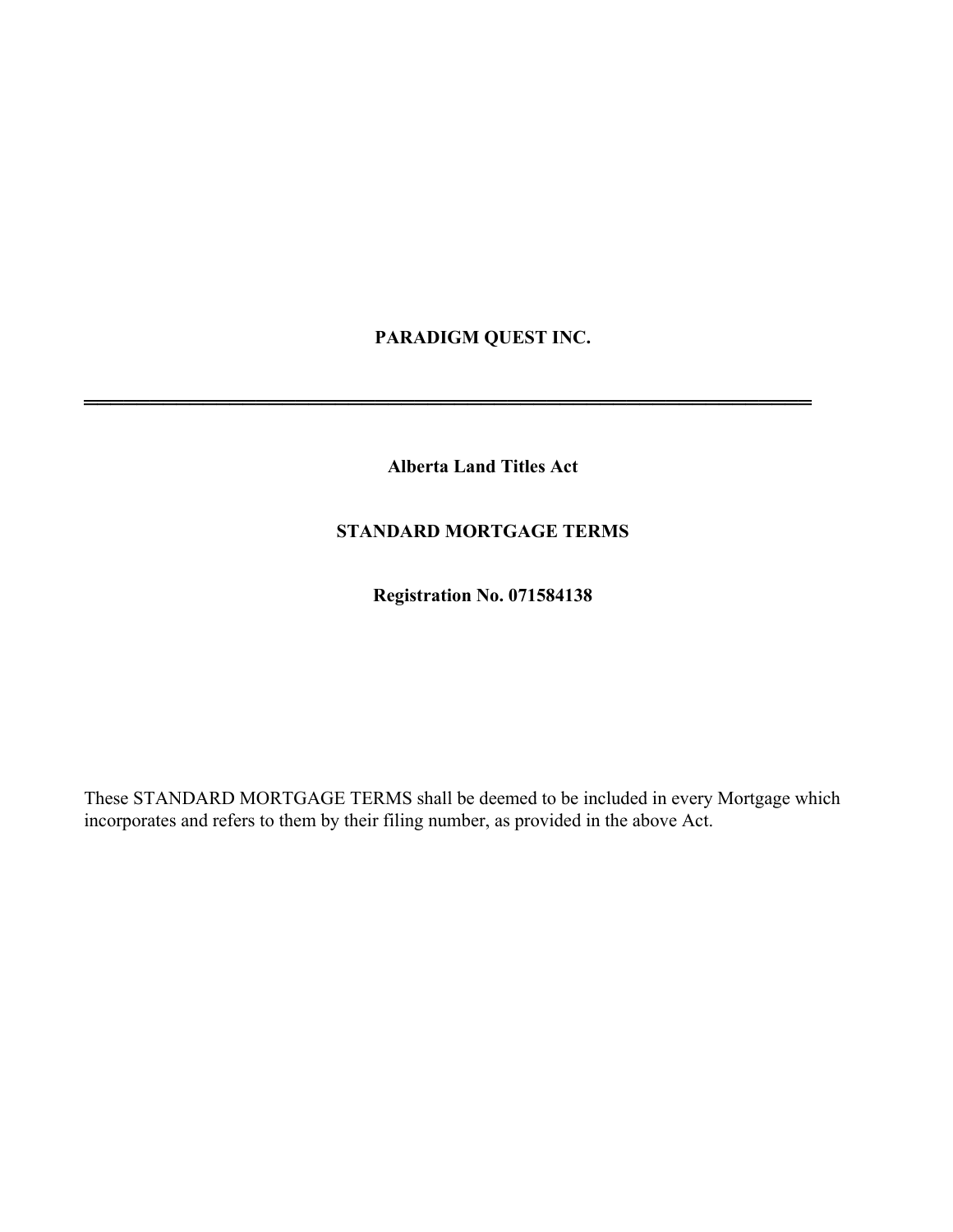**PARADIGM QUEST INC.**

---

**Alberta Land Titles Act**

**STANDARD MORTGAGE TERMS**

**Registration No. 071584138**

These STANDARD MORTGAGE TERMS shall be deemed to be included in every Mortgage which incorporates and refers to them by their filing number, as provided in the above Act.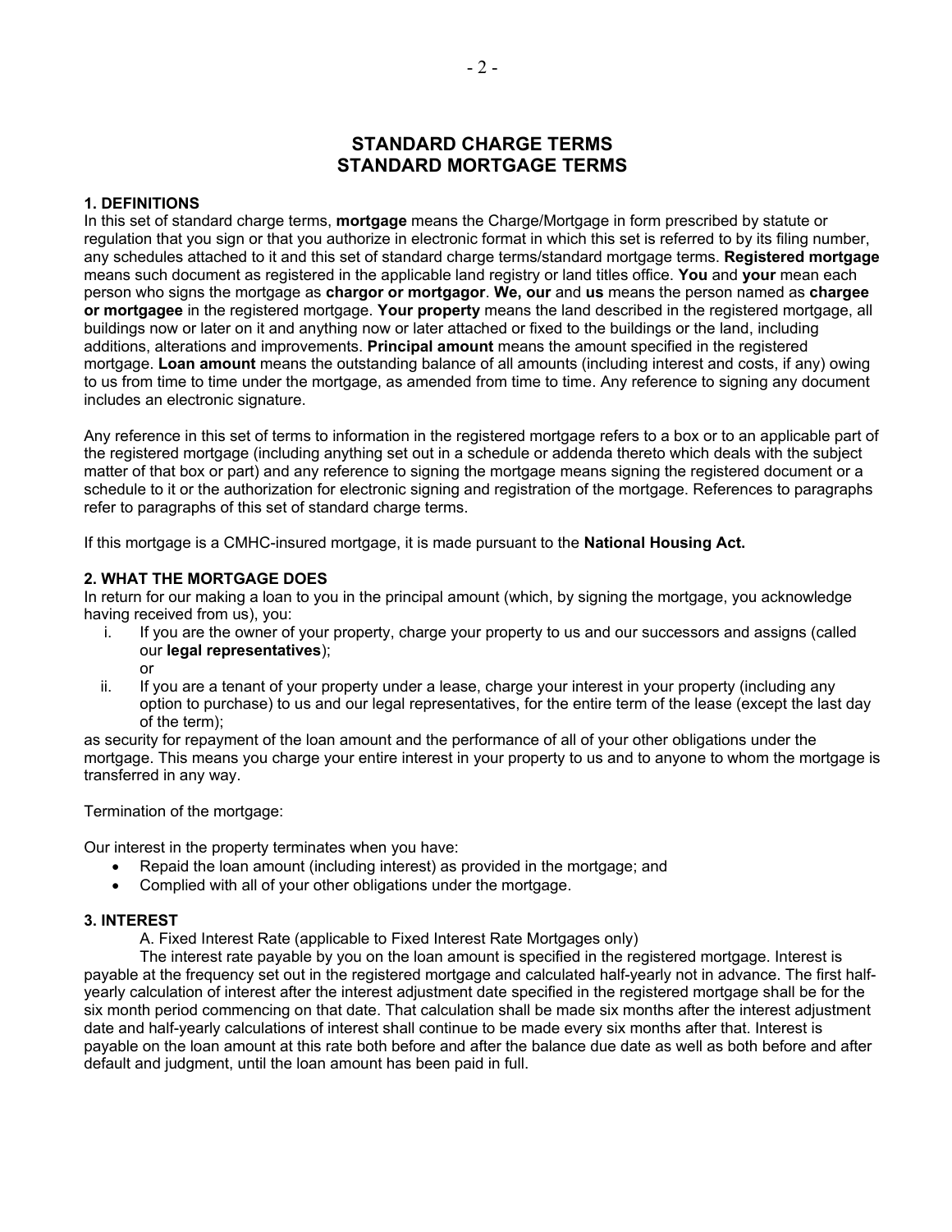# STANDARD CHARGE TERMS
# STANDARD MORTGAGE TERMS

### 1. DEFINITIONS

In this set of standard charge terms, **mortgage** means the Charge/Mortgage in form prescribed by statute or regulation that you sign or that you authorize in electronic format in which this set is referred to by its filing number, any schedules attached to it and this set of standard charge terms/standard mortgage terms. **Registered mortgage** means such document as registered in the applicable land registry or land titles office. **You** and **your** mean each person who signs the mortgage as **chargor or mortgagor**. **We, our** and **us** means the person named as **chargee or mortgagee** in the registered mortgage. **Your property** means the land described in the registered mortgage, all buildings now or later on it and anything now or later attached or fixed to the buildings or the land, including additions, alterations and improvements. **Principal amount** means the amount specified in the registered mortgage. **Loan amount** means the outstanding balance of all amounts (including interest and costs, if any) owing to us from time to time under the mortgage, as amended from time to time. Any reference to signing any document includes an electronic signature.

Any reference in this set of terms to information in the registered mortgage refers to a box or to an applicable part of the registered mortgage (including anything set out in a schedule or addenda thereto which deals with the subject matter of that box or part) and any reference to signing the mortgage means signing the registered document or a schedule to it or the authorization for electronic signing and registration of the mortgage. References to paragraphs refer to paragraphs of this set of standard charge terms.

If this mortgage is a CMHC-insured mortgage, it is made pursuant to the **National Housing Act.**

### 2. WHAT THE MORTGAGE DOES

In return for our making a loan to you in the principal amount (which, by signing the mortgage, you acknowledge having received from us), you:

i. If you are the owner of your property, charge your property to us and our successors and assigns (called our **legal representatives**);
   or
ii. If you are a tenant of your property under a lease, charge your interest in your property (including any option to purchase) to us and our legal representatives, for the entire term of the lease (except the last day of the term);

as security for repayment of the loan amount and the performance of all of your other obligations under the mortgage. This means you charge your entire interest in your property to us and to anyone to whom the mortgage is transferred in any way.

Termination of the mortgage:

Our interest in the property terminates when you have:

- Repaid the loan amount (including interest) as provided in the mortgage; and
- Complied with all of your other obligations under the mortgage.

### 3. INTEREST

A. Fixed Interest Rate (applicable to Fixed Interest Rate Mortgages only)

The interest rate payable by you on the loan amount is specified in the registered mortgage. Interest is payable at the frequency set out in the registered mortgage and calculated half-yearly not in advance. The first half-yearly calculation of interest after the interest adjustment date specified in the registered mortgage shall be for the six month period commencing on that date. That calculation shall be made six months after the interest adjustment date and half-yearly calculations of interest shall continue to be made every six months after that. Interest is payable on the loan amount at this rate both before and after the balance due date as well as both before and after default and judgment, until the loan amount has been paid in full.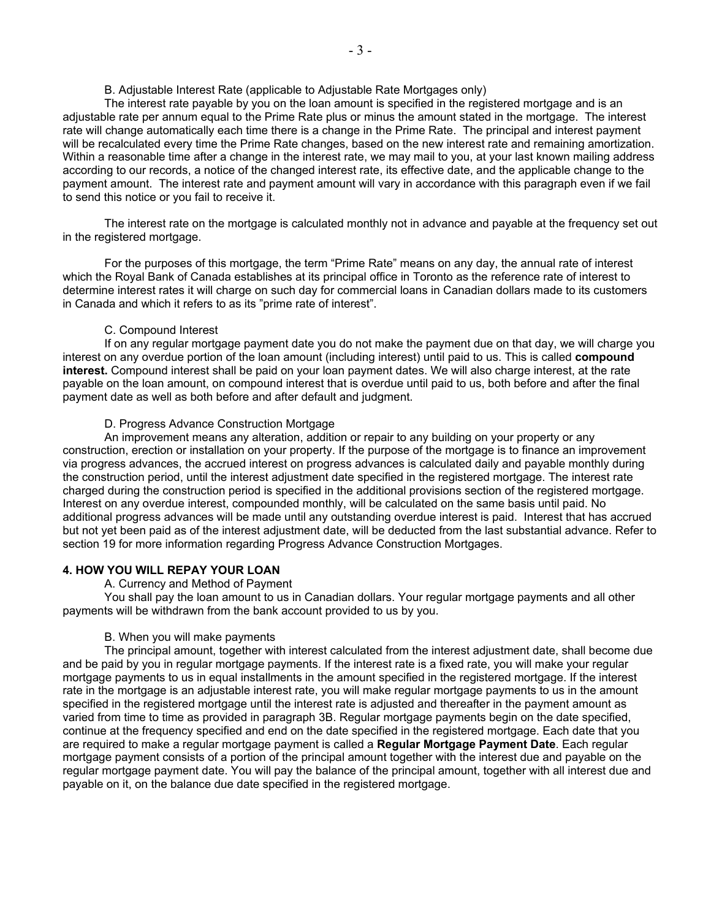B. Adjustable Interest Rate (applicable to Adjustable Rate Mortgages only)

The interest rate payable by you on the loan amount is specified in the registered mortgage and is an adjustable rate per annum equal to the Prime Rate plus or minus the amount stated in the mortgage. The interest rate will change automatically each time there is a change in the Prime Rate. The principal and interest payment will be recalculated every time the Prime Rate changes, based on the new interest rate and remaining amortization. Within a reasonable time after a change in the interest rate, we may mail to you, at your last known mailing address according to our records, a notice of the changed interest rate, its effective date, and the applicable change to the payment amount. The interest rate and payment amount will vary in accordance with this paragraph even if we fail to send this notice or you fail to receive it.

The interest rate on the mortgage is calculated monthly not in advance and payable at the frequency set out in the registered mortgage.

For the purposes of this mortgage, the term "Prime Rate" means on any day, the annual rate of interest which the Royal Bank of Canada establishes at its principal office in Toronto as the reference rate of interest to determine interest rates it will charge on such day for commercial loans in Canadian dollars made to its customers in Canada and which it refers to as its "prime rate of interest".

C. Compound Interest

If on any regular mortgage payment date you do not make the payment due on that day, we will charge you interest on any overdue portion of the loan amount (including interest) until paid to us. This is called **compound interest.** Compound interest shall be paid on your loan payment dates. We will also charge interest, at the rate payable on the loan amount, on compound interest that is overdue until paid to us, both before and after the final payment date as well as both before and after default and judgment.

D. Progress Advance Construction Mortgage

An improvement means any alteration, addition or repair to any building on your property or any construction, erection or installation on your property. If the purpose of the mortgage is to finance an improvement via progress advances, the accrued interest on progress advances is calculated daily and payable monthly during the construction period, until the interest adjustment date specified in the registered mortgage. The interest rate charged during the construction period is specified in the additional provisions section of the registered mortgage. Interest on any overdue interest, compounded monthly, will be calculated on the same basis until paid. No additional progress advances will be made until any outstanding overdue interest is paid. Interest that has accrued but not yet been paid as of the interest adjustment date, will be deducted from the last substantial advance. Refer to section 19 for more information regarding Progress Advance Construction Mortgages.

## 4. HOW YOU WILL REPAY YOUR LOAN

A. Currency and Method of Payment

You shall pay the loan amount to us in Canadian dollars. Your regular mortgage payments and all other payments will be withdrawn from the bank account provided to us by you.

B. When you will make payments

The principal amount, together with interest calculated from the interest adjustment date, shall become due and be paid by you in regular mortgage payments. If the interest rate is a fixed rate, you will make your regular mortgage payments to us in equal installments in the amount specified in the registered mortgage. If the interest rate in the mortgage is an adjustable interest rate, you will make regular mortgage payments to us in the amount specified in the registered mortgage until the interest rate is adjusted and thereafter in the payment amount as varied from time to time as provided in paragraph 3B. Regular mortgage payments begin on the date specified, continue at the frequency specified and end on the date specified in the registered mortgage. Each date that you are required to make a regular mortgage payment is called a **Regular Mortgage Payment Date**. Each regular mortgage payment consists of a portion of the principal amount together with the interest due and payable on the regular mortgage payment date. You will pay the balance of the principal amount, together with all interest due and payable on it, on the balance due date specified in the registered mortgage.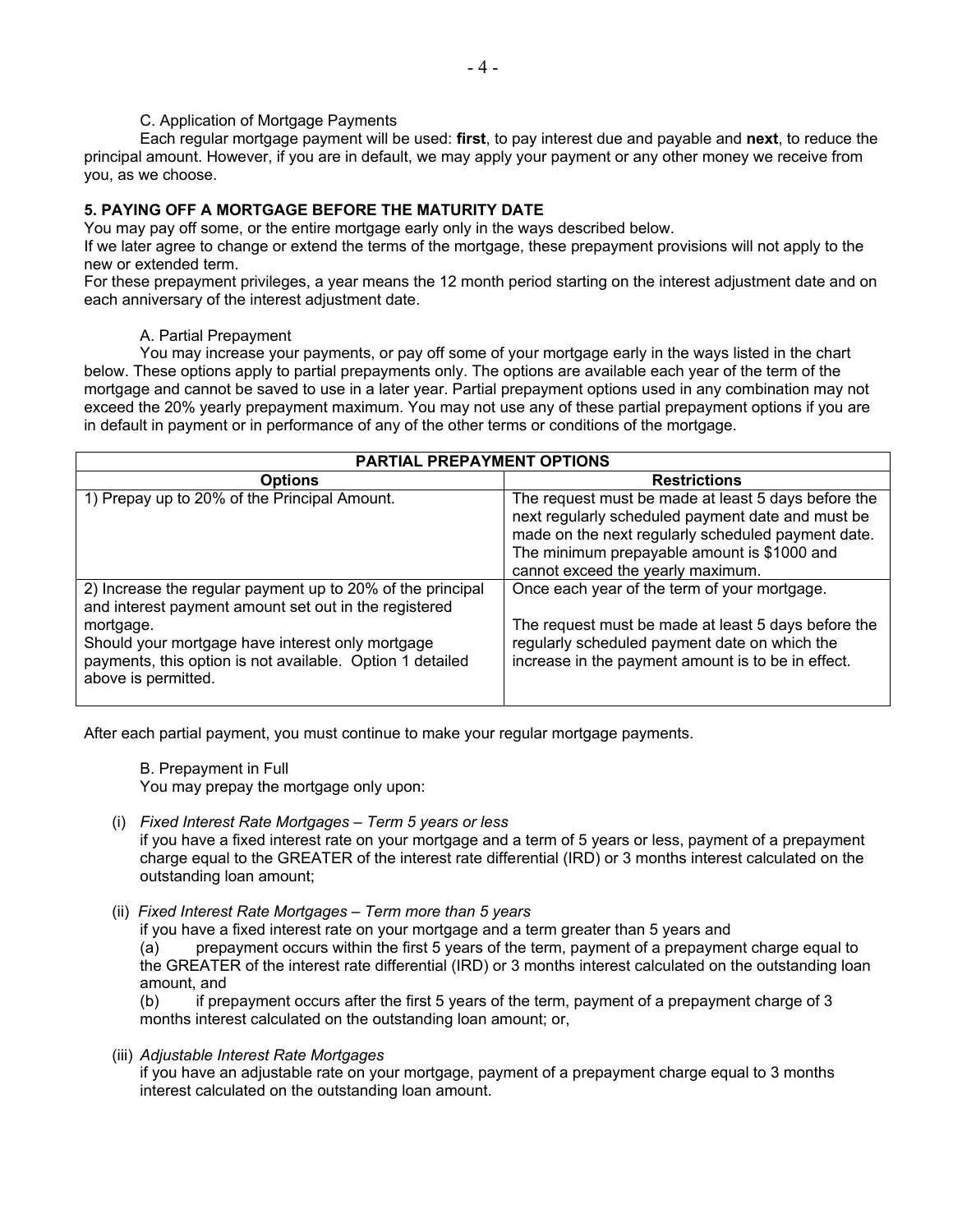C. Application of Mortgage Payments

Each regular mortgage payment will be used: **first**, to pay interest due and payable and **next**, to reduce the principal amount. However, if you are in default, we may apply your payment or any other money we receive from you, as we choose.

**5. PAYING OFF A MORTGAGE BEFORE THE MATURITY DATE**

You may pay off some, or the entire mortgage early only in the ways described below.

If we later agree to change or extend the terms of the mortgage, these prepayment provisions will not apply to the new or extended term.

For these prepayment privileges, a year means the 12 month period starting on the interest adjustment date and on each anniversary of the interest adjustment date.

A. Partial Prepayment

You may increase your payments, or pay off some of your mortgage early in the ways listed in the chart below. These options apply to partial prepayments only. The options are available each year of the term of the mortgage and cannot be saved to use in a later year. Partial prepayment options used in any combination may not exceed the 20% yearly prepayment maximum. You may not use any of these partial prepayment options if you are in default in payment or in performance of any of the other terms or conditions of the mortgage.

| **PARTIAL PREPAYMENT OPTIONS** | |
|---|---|
| **Options** | **Restrictions** |
| 1) Prepay up to 20% of the Principal Amount. | The request must be made at least 5 days before the next regularly scheduled payment date and must be made on the next regularly scheduled payment date. The minimum prepayable amount is $1000 and cannot exceed the yearly maximum. |
| 2) Increase the regular payment up to 20% of the principal and interest payment amount set out in the registered mortgage. Should your mortgage have interest only mortgage payments, this option is not available. Option 1 detailed above is permitted. | Once each year of the term of your mortgage. The request must be made at least 5 days before the regularly scheduled payment date on which the increase in the payment amount is to be in effect. |

After each partial payment, you must continue to make your regular mortgage payments.

B. Prepayment in Full

You may prepay the mortgage only upon:

(i) *Fixed Interest Rate Mortgages – Term 5 years or less*
if you have a fixed interest rate on your mortgage and a term of 5 years or less, payment of a prepayment charge equal to the GREATER of the interest rate differential (IRD) or 3 months interest calculated on the outstanding loan amount;

(ii) *Fixed Interest Rate Mortgages – Term more than 5 years*
if you have a fixed interest rate on your mortgage and a term greater than 5 years and
(a) prepayment occurs within the first 5 years of the term, payment of a prepayment charge equal to the GREATER of the interest rate differential (IRD) or 3 months interest calculated on the outstanding loan amount, and
(b) if prepayment occurs after the first 5 years of the term, payment of a prepayment charge of 3 months interest calculated on the outstanding loan amount; or,

(iii) *Adjustable Interest Rate Mortgages*
if you have an adjustable rate on your mortgage, payment of a prepayment charge equal to 3 months interest calculated on the outstanding loan amount.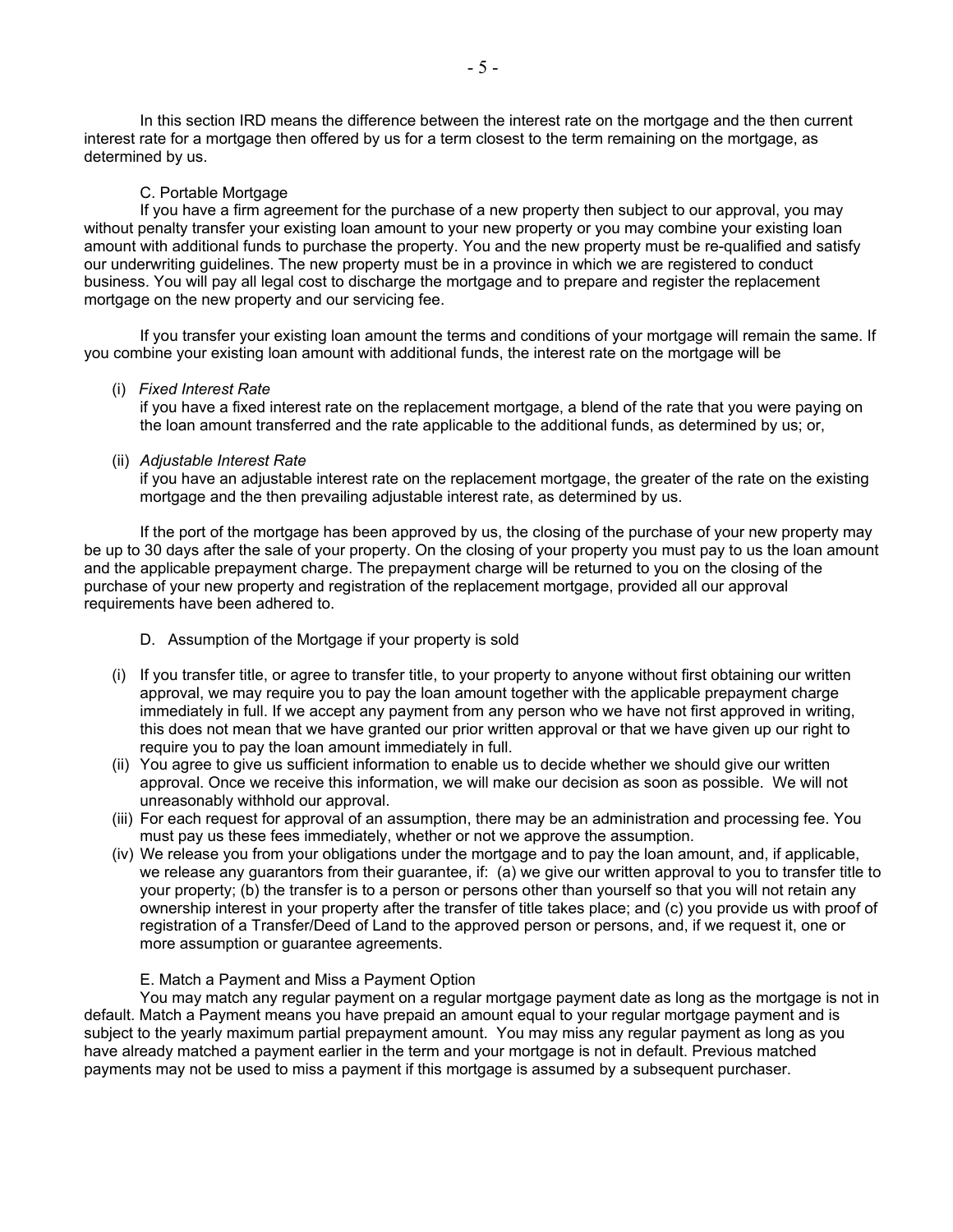In this section IRD means the difference between the interest rate on the mortgage and the then current interest rate for a mortgage then offered by us for a term closest to the term remaining on the mortgage, as determined by us.

C. Portable Mortgage

If you have a firm agreement for the purchase of a new property then subject to our approval, you may without penalty transfer your existing loan amount to your new property or you may combine your existing loan amount with additional funds to purchase the property. You and the new property must be re-qualified and satisfy our underwriting guidelines. The new property must be in a province in which we are registered to conduct business. You will pay all legal cost to discharge the mortgage and to prepare and register the replacement mortgage on the new property and our servicing fee.

If you transfer your existing loan amount the terms and conditions of your mortgage will remain the same. If you combine your existing loan amount with additional funds, the interest rate on the mortgage will be

(i) *Fixed Interest Rate*
if you have a fixed interest rate on the replacement mortgage, a blend of the rate that you were paying on the loan amount transferred and the rate applicable to the additional funds, as determined by us; or,

(ii) *Adjustable Interest Rate*
if you have an adjustable interest rate on the replacement mortgage, the greater of the rate on the existing mortgage and the then prevailing adjustable interest rate, as determined by us.

If the port of the mortgage has been approved by us, the closing of the purchase of your new property may be up to 30 days after the sale of your property. On the closing of your property you must pay to us the loan amount and the applicable prepayment charge. The prepayment charge will be returned to you on the closing of the purchase of your new property and registration of the replacement mortgage, provided all our approval requirements have been adhered to.

D. Assumption of the Mortgage if your property is sold

(i) If you transfer title, or agree to transfer title, to your property to anyone without first obtaining our written approval, we may require you to pay the loan amount together with the applicable prepayment charge immediately in full. If we accept any payment from any person who we have not first approved in writing, this does not mean that we have granted our prior written approval or that we have given up our right to require you to pay the loan amount immediately in full.

(ii) You agree to give us sufficient information to enable us to decide whether we should give our written approval. Once we receive this information, we will make our decision as soon as possible. We will not unreasonably withhold our approval.

(iii) For each request for approval of an assumption, there may be an administration and processing fee. You must pay us these fees immediately, whether or not we approve the assumption.

(iv) We release you from your obligations under the mortgage and to pay the loan amount, and, if applicable, we release any guarantors from their guarantee, if: (a) we give our written approval to you to transfer title to your property; (b) the transfer is to a person or persons other than yourself so that you will not retain any ownership interest in your property after the transfer of title takes place; and (c) you provide us with proof of registration of a Transfer/Deed of Land to the approved person or persons, and, if we request it, one or more assumption or guarantee agreements.

E. Match a Payment and Miss a Payment Option

You may match any regular payment on a regular mortgage payment date as long as the mortgage is not in default. Match a Payment means you have prepaid an amount equal to your regular mortgage payment and is subject to the yearly maximum partial prepayment amount. You may miss any regular payment as long as you have already matched a payment earlier in the term and your mortgage is not in default. Previous matched payments may not be used to miss a payment if this mortgage is assumed by a subsequent purchaser.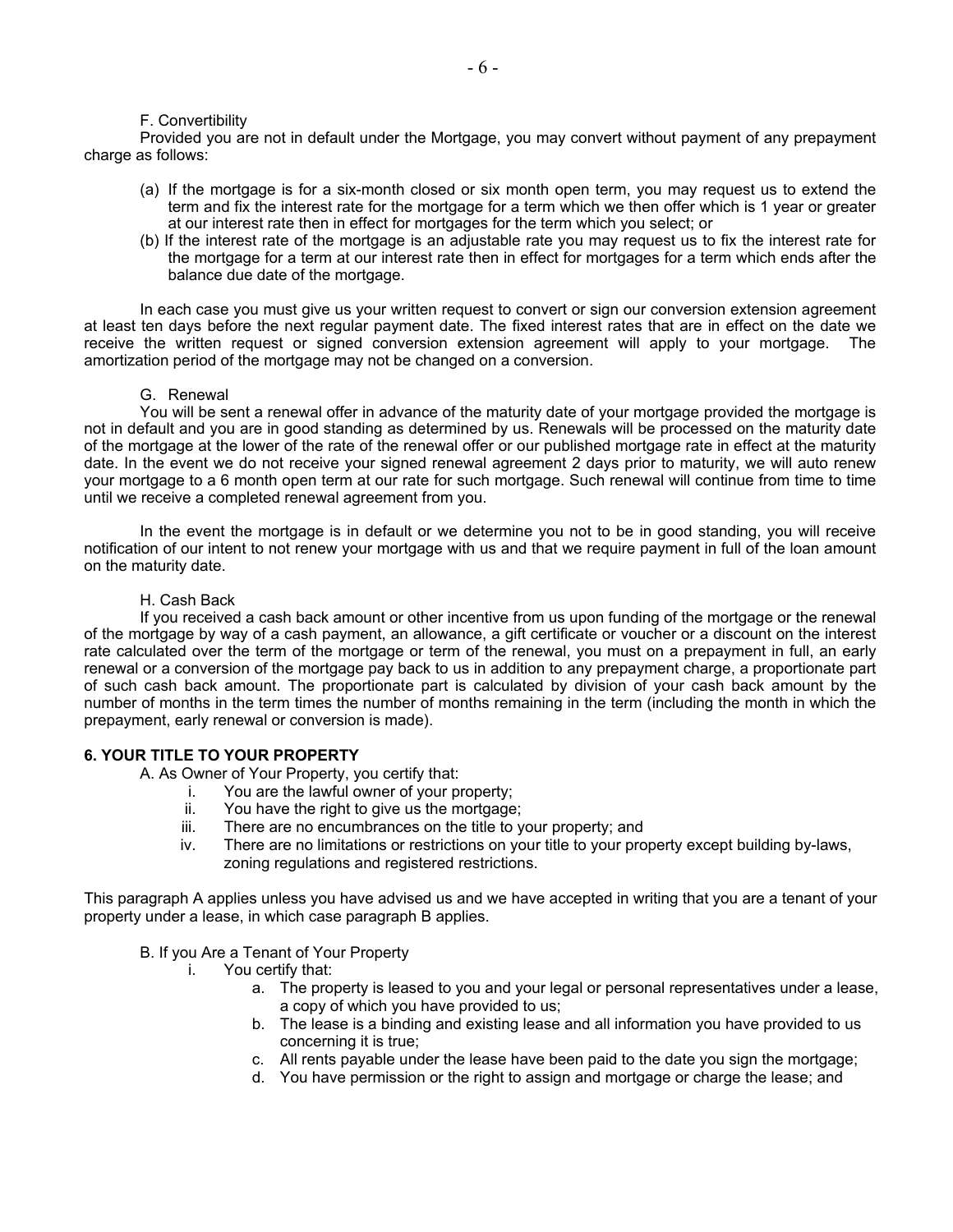F. Convertibility

Provided you are not in default under the Mortgage, you may convert without payment of any prepayment charge as follows:

(a) If the mortgage is for a six-month closed or six month open term, you may request us to extend the term and fix the interest rate for the mortgage for a term which we then offer which is 1 year or greater at our interest rate then in effect for mortgages for the term which you select; or

(b) If the interest rate of the mortgage is an adjustable rate you may request us to fix the interest rate for the mortgage for a term at our interest rate then in effect for mortgages for a term which ends after the balance due date of the mortgage.

In each case you must give us your written request to convert or sign our conversion extension agreement at least ten days before the next regular payment date. The fixed interest rates that are in effect on the date we receive the written request or signed conversion extension agreement will apply to your mortgage. The amortization period of the mortgage may not be changed on a conversion.

G. Renewal

You will be sent a renewal offer in advance of the maturity date of your mortgage provided the mortgage is not in default and you are in good standing as determined by us. Renewals will be processed on the maturity date of the mortgage at the lower of the rate of the renewal offer or our published mortgage rate in effect at the maturity date. In the event we do not receive your signed renewal agreement 2 days prior to maturity, we will auto renew your mortgage to a 6 month open term at our rate for such mortgage. Such renewal will continue from time to time until we receive a completed renewal agreement from you.

In the event the mortgage is in default or we determine you not to be in good standing, you will receive notification of our intent to not renew your mortgage with us and that we require payment in full of the loan amount on the maturity date.

H. Cash Back

If you received a cash back amount or other incentive from us upon funding of the mortgage or the renewal of the mortgage by way of a cash payment, an allowance, a gift certificate or voucher or a discount on the interest rate calculated over the term of the mortgage or term of the renewal, you must on a prepayment in full, an early renewal or a conversion of the mortgage pay back to us in addition to any prepayment charge, a proportionate part of such cash back amount. The proportionate part is calculated by division of your cash back amount by the number of months in the term times the number of months remaining in the term (including the month in which the prepayment, early renewal or conversion is made).

**6. YOUR TITLE TO YOUR PROPERTY**

A. As Owner of Your Property, you certify that:

i. You are the lawful owner of your property;
ii. You have the right to give us the mortgage;
iii. There are no encumbrances on the title to your property; and
iv. There are no limitations or restrictions on your title to your property except building by-laws, zoning regulations and registered restrictions.

This paragraph A applies unless you have advised us and we have accepted in writing that you are a tenant of your property under a lease, in which case paragraph B applies.

B. If you Are a Tenant of Your Property

i. You certify that:
   a. The property is leased to you and your legal or personal representatives under a lease, a copy of which you have provided to us;
   b. The lease is a binding and existing lease and all information you have provided to us concerning it is true;
   c. All rents payable under the lease have been paid to the date you sign the mortgage;
   d. You have permission or the right to assign and mortgage or charge the lease; and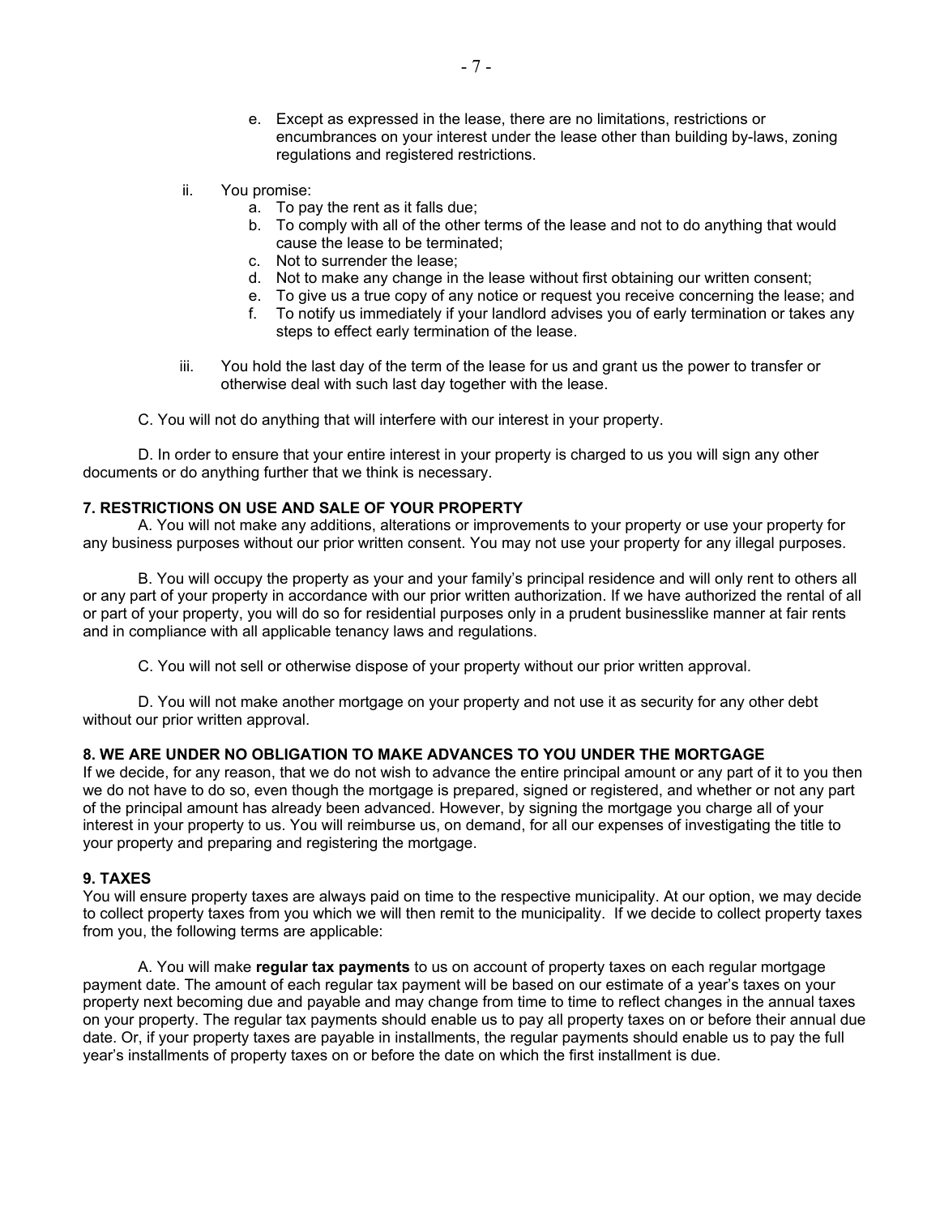e. Except as expressed in the lease, there are no limitations, restrictions or encumbrances on your interest under the lease other than building by-laws, zoning regulations and registered restrictions.

ii. You promise:

a. To pay the rent as it falls due;
b. To comply with all of the other terms of the lease and not to do anything that would cause the lease to be terminated;
c. Not to surrender the lease;
d. Not to make any change in the lease without first obtaining our written consent;
e. To give us a true copy of any notice or request you receive concerning the lease; and
f. To notify us immediately if your landlord advises you of early termination or takes any steps to effect early termination of the lease.

iii. You hold the last day of the term of the lease for us and grant us the power to transfer or otherwise deal with such last day together with the lease.

C. You will not do anything that will interfere with our interest in your property.

D. In order to ensure that your entire interest in your property is charged to us you will sign any other documents or do anything further that we think is necessary.

**7. RESTRICTIONS ON USE AND SALE OF YOUR PROPERTY**

A. You will not make any additions, alterations or improvements to your property or use your property for any business purposes without our prior written consent. You may not use your property for any illegal purposes.

B. You will occupy the property as your and your family's principal residence and will only rent to others all or any part of your property in accordance with our prior written authorization. If we have authorized the rental of all or part of your property, you will do so for residential purposes only in a prudent businesslike manner at fair rents and in compliance with all applicable tenancy laws and regulations.

C. You will not sell or otherwise dispose of your property without our prior written approval.

D. You will not make another mortgage on your property and not use it as security for any other debt without our prior written approval.

**8. WE ARE UNDER NO OBLIGATION TO MAKE ADVANCES TO YOU UNDER THE MORTGAGE**

If we decide, for any reason, that we do not wish to advance the entire principal amount or any part of it to you then we do not have to do so, even though the mortgage is prepared, signed or registered, and whether or not any part of the principal amount has already been advanced. However, by signing the mortgage you charge all of your interest in your property to us. You will reimburse us, on demand, for all our expenses of investigating the title to your property and preparing and registering the mortgage.

**9. TAXES**

You will ensure property taxes are always paid on time to the respective municipality. At our option, we may decide to collect property taxes from you which we will then remit to the municipality. If we decide to collect property taxes from you, the following terms are applicable:

A. You will make **regular tax payments** to us on account of property taxes on each regular mortgage payment date. The amount of each regular tax payment will be based on our estimate of a year's taxes on your property next becoming due and payable and may change from time to time to reflect changes in the annual taxes on your property. The regular tax payments should enable us to pay all property taxes on or before their annual due date. Or, if your property taxes are payable in installments, the regular payments should enable us to pay the full year's installments of property taxes on or before the date on which the first installment is due.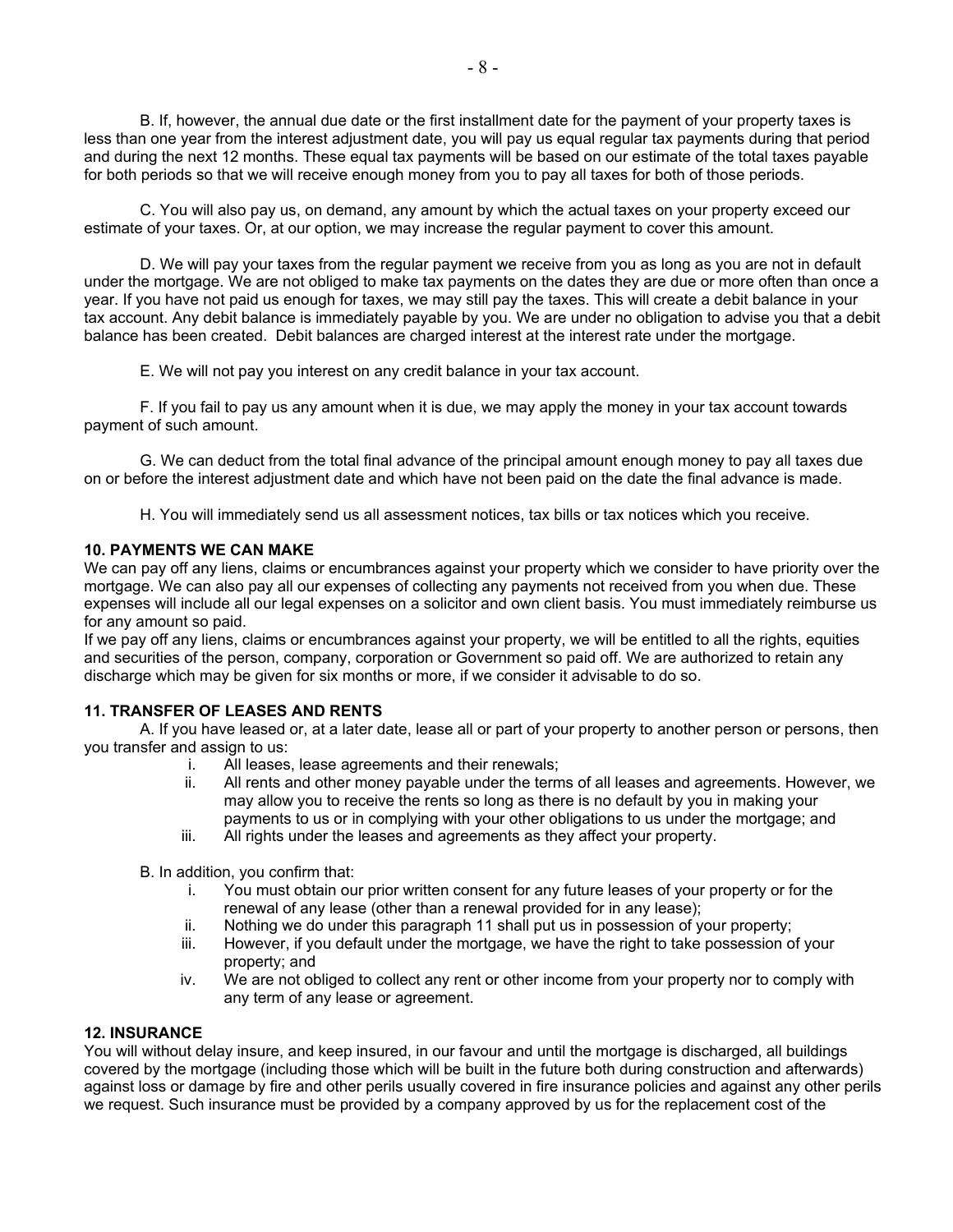B. If, however, the annual due date or the first installment date for the payment of your property taxes is less than one year from the interest adjustment date, you will pay us equal regular tax payments during that period and during the next 12 months. These equal tax payments will be based on our estimate of the total taxes payable for both periods so that we will receive enough money from you to pay all taxes for both of those periods.

C. You will also pay us, on demand, any amount by which the actual taxes on your property exceed our estimate of your taxes. Or, at our option, we may increase the regular payment to cover this amount.

D. We will pay your taxes from the regular payment we receive from you as long as you are not in default under the mortgage. We are not obliged to make tax payments on the dates they are due or more often than once a year. If you have not paid us enough for taxes, we may still pay the taxes. This will create a debit balance in your tax account. Any debit balance is immediately payable by you. We are under no obligation to advise you that a debit balance has been created. Debit balances are charged interest at the interest rate under the mortgage.

E. We will not pay you interest on any credit balance in your tax account.

F. If you fail to pay us any amount when it is due, we may apply the money in your tax account towards payment of such amount.

G. We can deduct from the total final advance of the principal amount enough money to pay all taxes due on or before the interest adjustment date and which have not been paid on the date the final advance is made.

H. You will immediately send us all assessment notices, tax bills or tax notices which you receive.

**10. PAYMENTS WE CAN MAKE**

We can pay off any liens, claims or encumbrances against your property which we consider to have priority over the mortgage. We can also pay all our expenses of collecting any payments not received from you when due. These expenses will include all our legal expenses on a solicitor and own client basis. You must immediately reimburse us for any amount so paid.

If we pay off any liens, claims or encumbrances against your property, we will be entitled to all the rights, equities and securities of the person, company, corporation or Government so paid off. We are authorized to retain any discharge which may be given for six months or more, if we consider it advisable to do so.

**11. TRANSFER OF LEASES AND RENTS**

A. If you have leased or, at a later date, lease all or part of your property to another person or persons, then you transfer and assign to us:

i. All leases, lease agreements and their renewals;

ii. All rents and other money payable under the terms of all leases and agreements. However, we may allow you to receive the rents so long as there is no default by you in making your payments to us or in complying with your other obligations to us under the mortgage; and

iii. All rights under the leases and agreements as they affect your property.

B. In addition, you confirm that:

i. You must obtain our prior written consent for any future leases of your property or for the renewal of any lease (other than a renewal provided for in any lease);

ii. Nothing we do under this paragraph 11 shall put us in possession of your property;

iii. However, if you default under the mortgage, we have the right to take possession of your property; and

iv. We are not obliged to collect any rent or other income from your property nor to comply with any term of any lease or agreement.

**12. INSURANCE**

You will without delay insure, and keep insured, in our favour and until the mortgage is discharged, all buildings covered by the mortgage (including those which will be built in the future both during construction and afterwards) against loss or damage by fire and other perils usually covered in fire insurance policies and against any other perils we request. Such insurance must be provided by a company approved by us for the replacement cost of the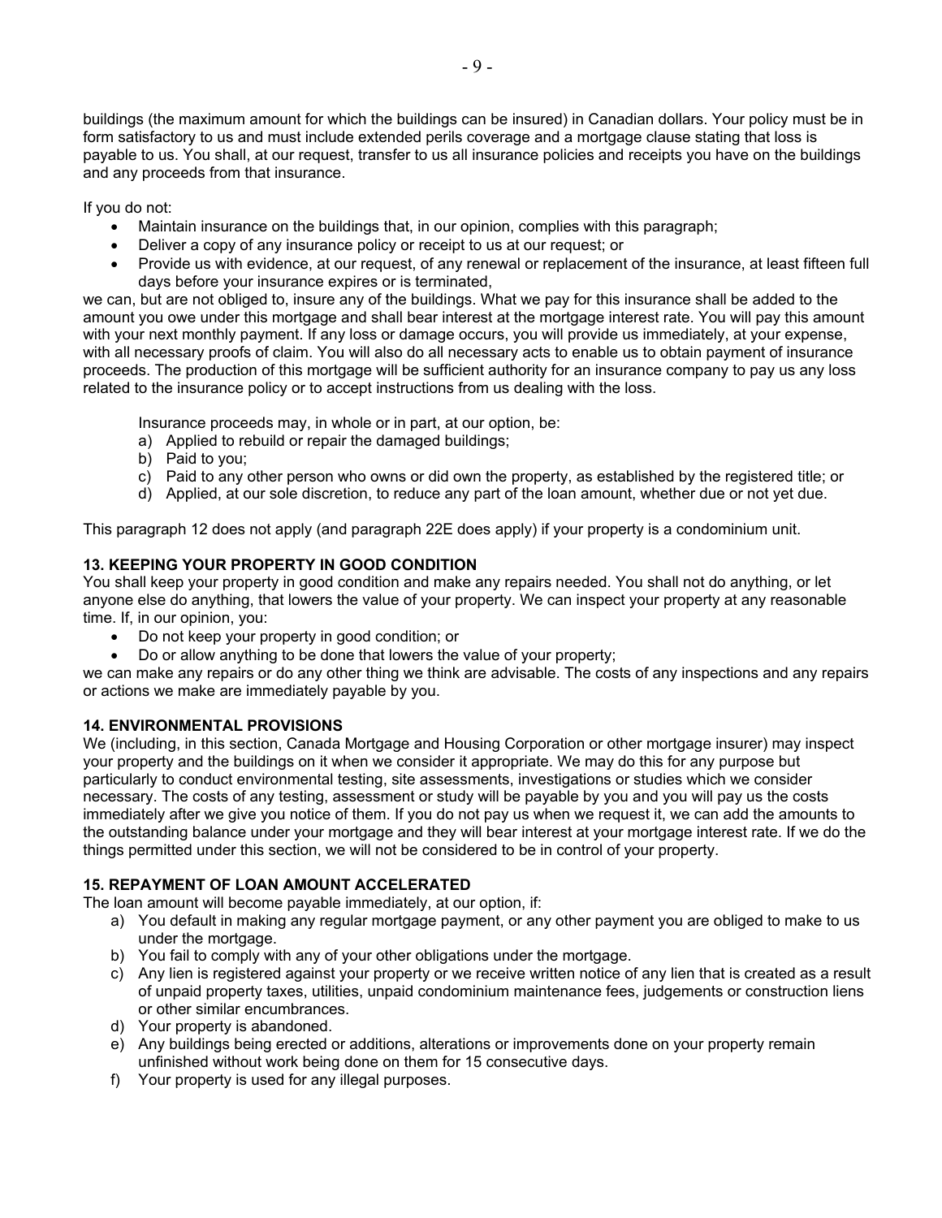buildings (the maximum amount for which the buildings can be insured) in Canadian dollars. Your policy must be in form satisfactory to us and must include extended perils coverage and a mortgage clause stating that loss is payable to us. You shall, at our request, transfer to us all insurance policies and receipts you have on the buildings and any proceeds from that insurance.

If you do not:

- Maintain insurance on the buildings that, in our opinion, complies with this paragraph;
- Deliver a copy of any insurance policy or receipt to us at our request; or
- Provide us with evidence, at our request, of any renewal or replacement of the insurance, at least fifteen full days before your insurance expires or is terminated,

we can, but are not obliged to, insure any of the buildings. What we pay for this insurance shall be added to the amount you owe under this mortgage and shall bear interest at the mortgage interest rate. You will pay this amount with your next monthly payment. If any loss or damage occurs, you will provide us immediately, at your expense, with all necessary proofs of claim. You will also do all necessary acts to enable us to obtain payment of insurance proceeds. The production of this mortgage will be sufficient authority for an insurance company to pay us any loss related to the insurance policy or to accept instructions from us dealing with the loss.

Insurance proceeds may, in whole or in part, at our option, be:

a) Applied to rebuild or repair the damaged buildings;
b) Paid to you;
c) Paid to any other person who owns or did own the property, as established by the registered title; or
d) Applied, at our sole discretion, to reduce any part of the loan amount, whether due or not yet due.

This paragraph 12 does not apply (and paragraph 22E does apply) if your property is a condominium unit.

**13. KEEPING YOUR PROPERTY IN GOOD CONDITION**

You shall keep your property in good condition and make any repairs needed. You shall not do anything, or let anyone else do anything, that lowers the value of your property. We can inspect your property at any reasonable time. If, in our opinion, you:

- Do not keep your property in good condition; or
- Do or allow anything to be done that lowers the value of your property;

we can make any repairs or do any other thing we think are advisable. The costs of any inspections and any repairs or actions we make are immediately payable by you.

**14. ENVIRONMENTAL PROVISIONS**

We (including, in this section, Canada Mortgage and Housing Corporation or other mortgage insurer) may inspect your property and the buildings on it when we consider it appropriate. We may do this for any purpose but particularly to conduct environmental testing, site assessments, investigations or studies which we consider necessary. The costs of any testing, assessment or study will be payable by you and you will pay us the costs immediately after we give you notice of them. If you do not pay us when we request it, we can add the amounts to the outstanding balance under your mortgage and they will bear interest at your mortgage interest rate. If we do the things permitted under this section, we will not be considered to be in control of your property.

**15. REPAYMENT OF LOAN AMOUNT ACCELERATED**

The loan amount will become payable immediately, at our option, if:

a) You default in making any regular mortgage payment, or any other payment you are obliged to make to us under the mortgage.
b) You fail to comply with any of your other obligations under the mortgage.
c) Any lien is registered against your property or we receive written notice of any lien that is created as a result of unpaid property taxes, utilities, unpaid condominium maintenance fees, judgements or construction liens or other similar encumbrances.
d) Your property is abandoned.
e) Any buildings being erected or additions, alterations or improvements done on your property remain unfinished without work being done on them for 15 consecutive days.
f) Your property is used for any illegal purposes.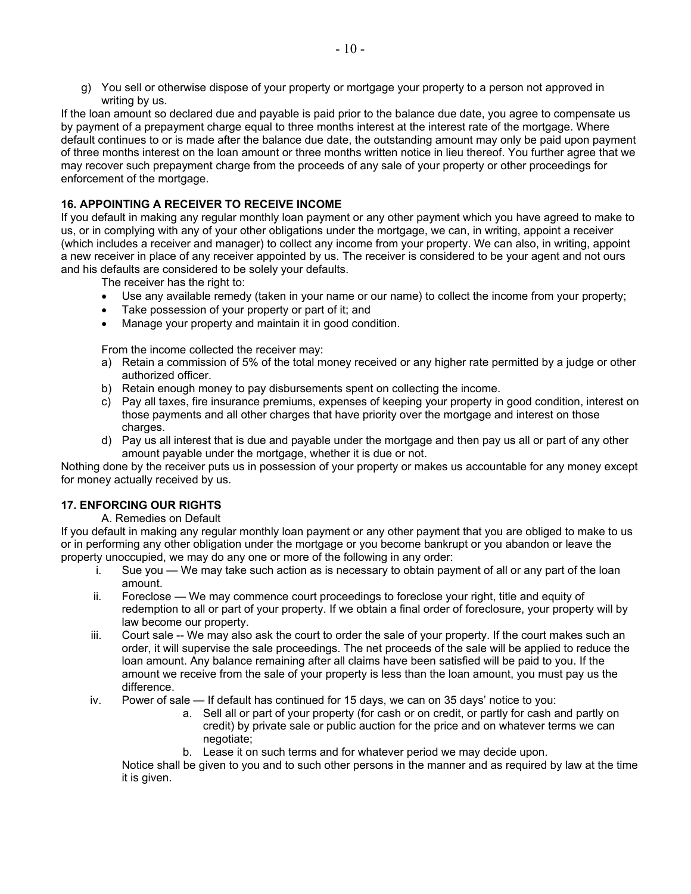g) You sell or otherwise dispose of your property or mortgage your property to a person not approved in writing by us.

If the loan amount so declared due and payable is paid prior to the balance due date, you agree to compensate us by payment of a prepayment charge equal to three months interest at the interest rate of the mortgage. Where default continues to or is made after the balance due date, the outstanding amount may only be paid upon payment of three months interest on the loan amount or three months written notice in lieu thereof. You further agree that we may recover such prepayment charge from the proceeds of any sale of your property or other proceedings for enforcement of the mortgage.

**16. APPOINTING A RECEIVER TO RECEIVE INCOME**

If you default in making any regular monthly loan payment or any other payment which you have agreed to make to us, or in complying with any of your other obligations under the mortgage, we can, in writing, appoint a receiver (which includes a receiver and manager) to collect any income from your property. We can also, in writing, appoint a new receiver in place of any receiver appointed by us. The receiver is considered to be your agent and not ours and his defaults are considered to be solely your defaults.

The receiver has the right to:

- Use any available remedy (taken in your name or our name) to collect the income from your property;
- Take possession of your property or part of it; and
- Manage your property and maintain it in good condition.

From the income collected the receiver may:

a) Retain a commission of 5% of the total money received or any higher rate permitted by a judge or other authorized officer.
b) Retain enough money to pay disbursements spent on collecting the income.
c) Pay all taxes, fire insurance premiums, expenses of keeping your property in good condition, interest on those payments and all other charges that have priority over the mortgage and interest on those charges.
d) Pay us all interest that is due and payable under the mortgage and then pay us all or part of any other amount payable under the mortgage, whether it is due or not.

Nothing done by the receiver puts us in possession of your property or makes us accountable for any money except for money actually received by us.

**17. ENFORCING OUR RIGHTS**

A. Remedies on Default

If you default in making any regular monthly loan payment or any other payment that you are obliged to make to us or in performing any other obligation under the mortgage or you become bankrupt or you abandon or leave the property unoccupied, we may do any one or more of the following in any order:

i. Sue you — We may take such action as is necessary to obtain payment of all or any part of the loan amount.
ii. Foreclose — We may commence court proceedings to foreclose your right, title and equity of redemption to all or part of your property. If we obtain a final order of foreclosure, your property will by law become our property.
iii. Court sale -- We may also ask the court to order the sale of your property. If the court makes such an order, it will supervise the sale proceedings. The net proceeds of the sale will be applied to reduce the loan amount. Any balance remaining after all claims have been satisfied will be paid to you. If the amount we receive from the sale of your property is less than the loan amount, you must pay us the difference.
iv. Power of sale — If default has continued for 15 days, we can on 35 days' notice to you:
    a. Sell all or part of your property (for cash or on credit, or partly for cash and partly on credit) by private sale or public auction for the price and on whatever terms we can negotiate;
    b. Lease it on such terms and for whatever period we may decide upon.

    Notice shall be given to you and to such other persons in the manner and as required by law at the time it is given.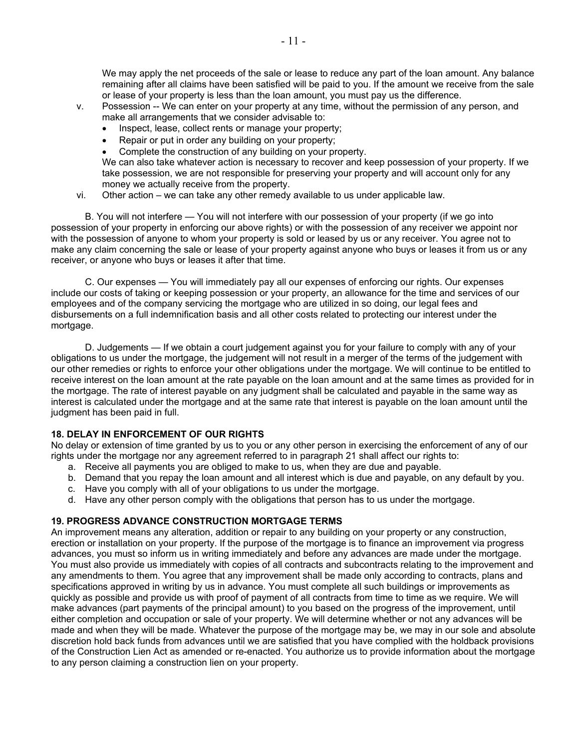We may apply the net proceeds of the sale or lease to reduce any part of the loan amount. Any balance remaining after all claims have been satisfied will be paid to you. If the amount we receive from the sale or lease of your property is less than the loan amount, you must pay us the difference.

v. Possession -- We can enter on your property at any time, without the permission of any person, and make all arrangements that we consider advisable to:
   - Inspect, lease, collect rents or manage your property;
   - Repair or put in order any building on your property;
   - Complete the construction of any building on your property.

   We can also take whatever action is necessary to recover and keep possession of your property. If we take possession, we are not responsible for preserving your property and will account only for any money we actually receive from the property.

vi. Other action – we can take any other remedy available to us under applicable law.

B. You will not interfere — You will not interfere with our possession of your property (if we go into possession of your property in enforcing our above rights) or with the possession of any receiver we appoint nor with the possession of anyone to whom your property is sold or leased by us or any receiver. You agree not to make any claim concerning the sale or lease of your property against anyone who buys or leases it from us or any receiver, or anyone who buys or leases it after that time.

C. Our expenses — You will immediately pay all our expenses of enforcing our rights. Our expenses include our costs of taking or keeping possession or your property, an allowance for the time and services of our employees and of the company servicing the mortgage who are utilized in so doing, our legal fees and disbursements on a full indemnification basis and all other costs related to protecting our interest under the mortgage.

D. Judgements — If we obtain a court judgement against you for your failure to comply with any of your obligations to us under the mortgage, the judgement will not result in a merger of the terms of the judgement with our other remedies or rights to enforce your other obligations under the mortgage. We will continue to be entitled to receive interest on the loan amount at the rate payable on the loan amount and at the same times as provided for in the mortgage. The rate of interest payable on any judgment shall be calculated and payable in the same way as interest is calculated under the mortgage and at the same rate that interest is payable on the loan amount until the judgment has been paid in full.

**18. DELAY IN ENFORCEMENT OF OUR RIGHTS**

No delay or extension of time granted by us to you or any other person in exercising the enforcement of any of our rights under the mortgage nor any agreement referred to in paragraph 21 shall affect our rights to:

a. Receive all payments you are obliged to make to us, when they are due and payable.
b. Demand that you repay the loan amount and all interest which is due and payable, on any default by you.
c. Have you comply with all of your obligations to us under the mortgage.
d. Have any other person comply with the obligations that person has to us under the mortgage.

**19. PROGRESS ADVANCE CONSTRUCTION MORTGAGE TERMS**

An improvement means any alteration, addition or repair to any building on your property or any construction, erection or installation on your property. If the purpose of the mortgage is to finance an improvement via progress advances, you must so inform us in writing immediately and before any advances are made under the mortgage. You must also provide us immediately with copies of all contracts and subcontracts relating to the improvement and any amendments to them. You agree that any improvement shall be made only according to contracts, plans and specifications approved in writing by us in advance. You must complete all such buildings or improvements as quickly as possible and provide us with proof of payment of all contracts from time to time as we require. We will make advances (part payments of the principal amount) to you based on the progress of the improvement, until either completion and occupation or sale of your property. We will determine whether or not any advances will be made and when they will be made. Whatever the purpose of the mortgage may be, we may in our sole and absolute discretion hold back funds from advances until we are satisfied that you have complied with the holdback provisions of the Construction Lien Act as amended or re-enacted. You authorize us to provide information about the mortgage to any person claiming a construction lien on your property.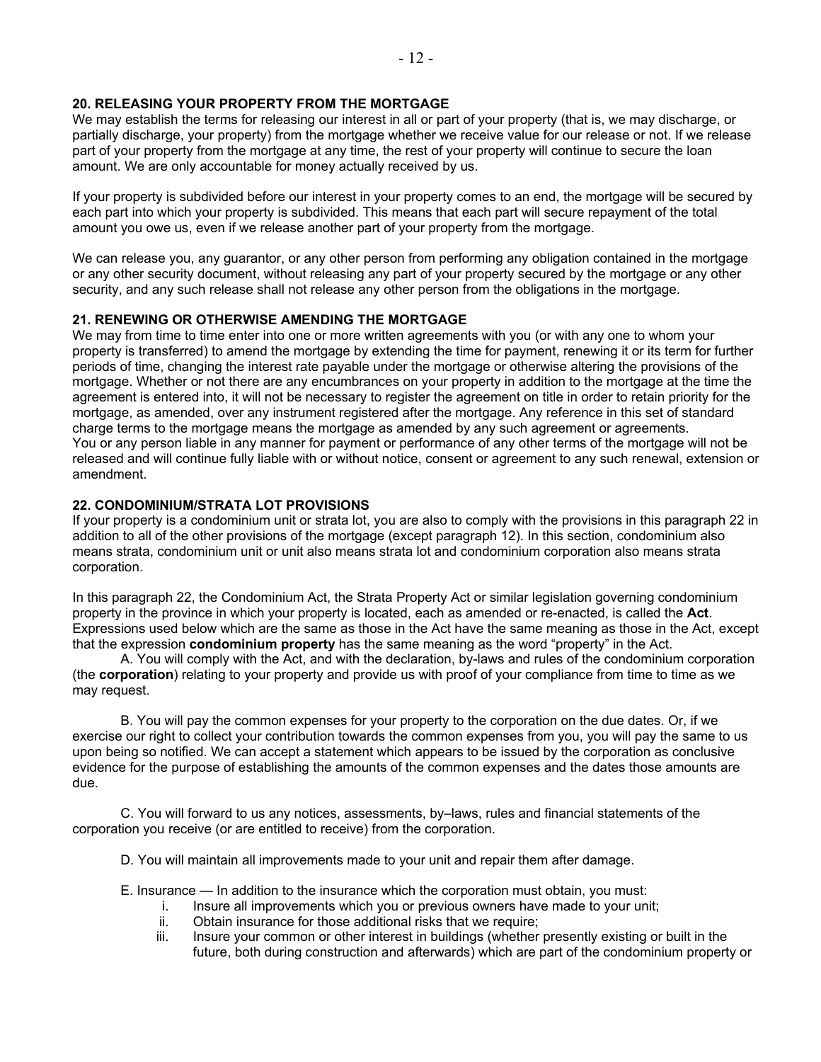**20. RELEASING YOUR PROPERTY FROM THE MORTGAGE**

We may establish the terms for releasing our interest in all or part of your property (that is, we may discharge, or partially discharge, your property) from the mortgage whether we receive value for our release or not. If we release part of your property from the mortgage at any time, the rest of your property will continue to secure the loan amount. We are only accountable for money actually received by us.

If your property is subdivided before our interest in your property comes to an end, the mortgage will be secured by each part into which your property is subdivided. This means that each part will secure repayment of the total amount you owe us, even if we release another part of your property from the mortgage.

We can release you, any guarantor, or any other person from performing any obligation contained in the mortgage or any other security document, without releasing any part of your property secured by the mortgage or any other security, and any such release shall not release any other person from the obligations in the mortgage.

**21. RENEWING OR OTHERWISE AMENDING THE MORTGAGE**

We may from time to time enter into one or more written agreements with you (or with any one to whom your property is transferred) to amend the mortgage by extending the time for payment, renewing it or its term for further periods of time, changing the interest rate payable under the mortgage or otherwise altering the provisions of the mortgage. Whether or not there are any encumbrances on your property in addition to the mortgage at the time the agreement is entered into, it will not be necessary to register the agreement on title in order to retain priority for the mortgage, as amended, over any instrument registered after the mortgage. Any reference in this set of standard charge terms to the mortgage means the mortgage as amended by any such agreement or agreements.
You or any person liable in any manner for payment or performance of any other terms of the mortgage will not be released and will continue fully liable with or without notice, consent or agreement to any such renewal, extension or amendment.

**22. CONDOMINIUM/STRATA LOT PROVISIONS**

If your property is a condominium unit or strata lot, you are also to comply with the provisions in this paragraph 22 in addition to all of the other provisions of the mortgage (except paragraph 12). In this section, condominium also means strata, condominium unit or unit also means strata lot and condominium corporation also means strata corporation.

In this paragraph 22, the Condominium Act, the Strata Property Act or similar legislation governing condominium property in the province in which your property is located, each as amended or re-enacted, is called the **Act**. Expressions used below which are the same as those in the Act have the same meaning as those in the Act, except that the expression **condominium property** has the same meaning as the word "property" in the Act.

A. You will comply with the Act, and with the declaration, by-laws and rules of the condominium corporation (the **corporation**) relating to your property and provide us with proof of your compliance from time to time as we may request.

B. You will pay the common expenses for your property to the corporation on the due dates. Or, if we exercise our right to collect your contribution towards the common expenses from you, you will pay the same to us upon being so notified. We can accept a statement which appears to be issued by the corporation as conclusive evidence for the purpose of establishing the amounts of the common expenses and the dates those amounts are due.

C. You will forward to us any notices, assessments, by–laws, rules and financial statements of the corporation you receive (or are entitled to receive) from the corporation.

D. You will maintain all improvements made to your unit and repair them after damage.

E. Insurance — In addition to the insurance which the corporation must obtain, you must:

i. Insure all improvements which you or previous owners have made to your unit;

ii. Obtain insurance for those additional risks that we require;

iii. Insure your common or other interest in buildings (whether presently existing or built in the future, both during construction and afterwards) which are part of the condominium property or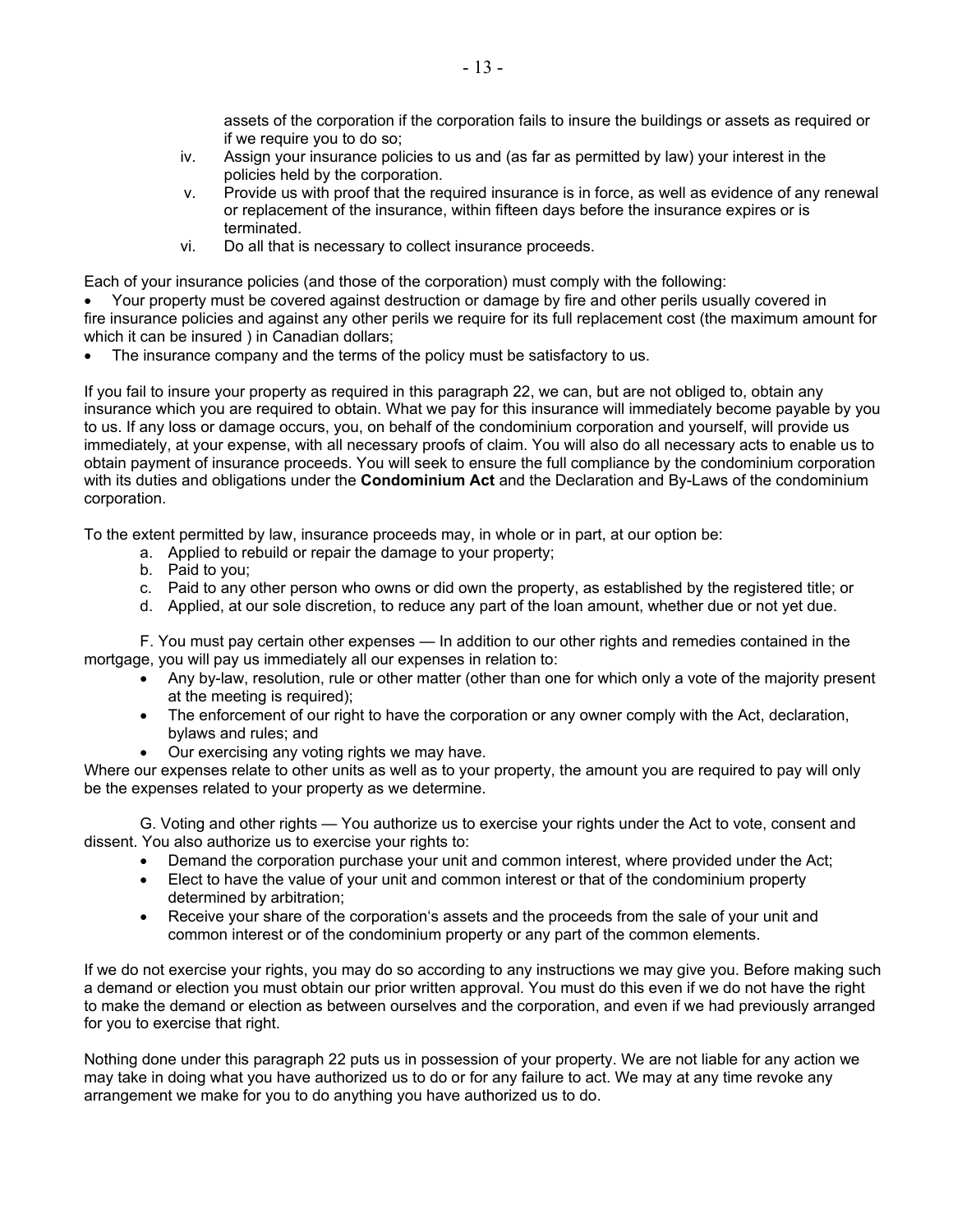assets of the corporation if the corporation fails to insure the buildings or assets as required or if we require you to do so;

iv. Assign your insurance policies to us and (as far as permitted by law) your interest in the policies held by the corporation.

v. Provide us with proof that the required insurance is in force, as well as evidence of any renewal or replacement of the insurance, within fifteen days before the insurance expires or is terminated.

vi. Do all that is necessary to collect insurance proceeds.

Each of your insurance policies (and those of the corporation) must comply with the following:

- Your property must be covered against destruction or damage by fire and other perils usually covered in fire insurance policies and against any other perils we require for its full replacement cost (the maximum amount for which it can be insured ) in Canadian dollars;
- The insurance company and the terms of the policy must be satisfactory to us.

If you fail to insure your property as required in this paragraph 22, we can, but are not obliged to, obtain any insurance which you are required to obtain. What we pay for this insurance will immediately become payable by you to us. If any loss or damage occurs, you, on behalf of the condominium corporation and yourself, will provide us immediately, at your expense, with all necessary proofs of claim. You will also do all necessary acts to enable us to obtain payment of insurance proceeds. You will seek to ensure the full compliance by the condominium corporation with its duties and obligations under the **Condominium Act** and the Declaration and By-Laws of the condominium corporation.

To the extent permitted by law, insurance proceeds may, in whole or in part, at our option be:

a. Applied to rebuild or repair the damage to your property;
b. Paid to you;
c. Paid to any other person who owns or did own the property, as established by the registered title; or
d. Applied, at our sole discretion, to reduce any part of the loan amount, whether due or not yet due.

F. You must pay certain other expenses — In addition to our other rights and remedies contained in the mortgage, you will pay us immediately all our expenses in relation to:

- Any by-law, resolution, rule or other matter (other than one for which only a vote of the majority present at the meeting is required);
- The enforcement of our right to have the corporation or any owner comply with the Act, declaration, bylaws and rules; and
- Our exercising any voting rights we may have.

Where our expenses relate to other units as well as to your property, the amount you are required to pay will only be the expenses related to your property as we determine.

G. Voting and other rights — You authorize us to exercise your rights under the Act to vote, consent and dissent. You also authorize us to exercise your rights to:

- Demand the corporation purchase your unit and common interest, where provided under the Act;
- Elect to have the value of your unit and common interest or that of the condominium property determined by arbitration;
- Receive your share of the corporation's assets and the proceeds from the sale of your unit and common interest or of the condominium property or any part of the common elements.

If we do not exercise your rights, you may do so according to any instructions we may give you. Before making such a demand or election you must obtain our prior written approval. You must do this even if we do not have the right to make the demand or election as between ourselves and the corporation, and even if we had previously arranged for you to exercise that right.

Nothing done under this paragraph 22 puts us in possession of your property. We are not liable for any action we may take in doing what you have authorized us to do or for any failure to act. We may at any time revoke any arrangement we make for you to do anything you have authorized us to do.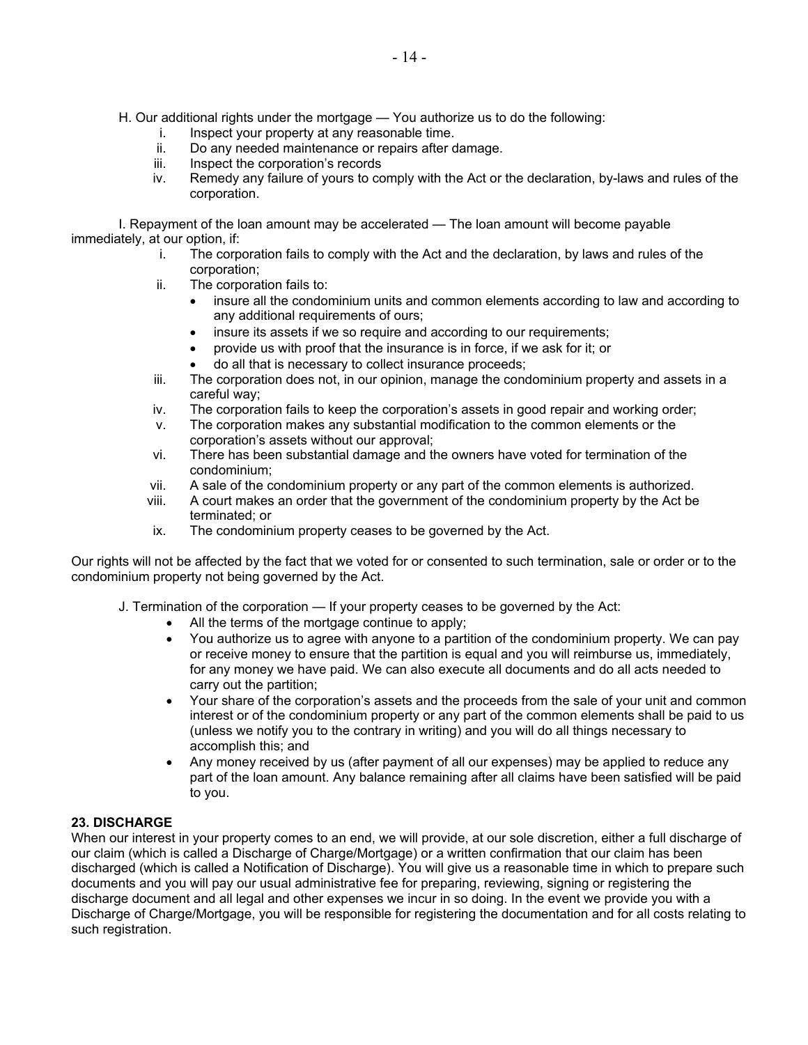H. Our additional rights under the mortgage — You authorize us to do the following:

i. Inspect your property at any reasonable time.
ii. Do any needed maintenance or repairs after damage.
iii. Inspect the corporation's records
iv. Remedy any failure of yours to comply with the Act or the declaration, by-laws and rules of the corporation.

I. Repayment of the loan amount may be accelerated — The loan amount will become payable immediately, at our option, if:

i. The corporation fails to comply with the Act and the declaration, by laws and rules of the corporation;
ii. The corporation fails to:
   - insure all the condominium units and common elements according to law and according to any additional requirements of ours;
   - insure its assets if we so require and according to our requirements;
   - provide us with proof that the insurance is in force, if we ask for it; or
   - do all that is necessary to collect insurance proceeds;
iii. The corporation does not, in our opinion, manage the condominium property and assets in a careful way;
iv. The corporation fails to keep the corporation's assets in good repair and working order;
v. The corporation makes any substantial modification to the common elements or the corporation's assets without our approval;
vi. There has been substantial damage and the owners have voted for termination of the condominium;
vii. A sale of the condominium property or any part of the common elements is authorized.
viii. A court makes an order that the government of the condominium property by the Act be terminated; or
ix. The condominium property ceases to be governed by the Act.

Our rights will not be affected by the fact that we voted for or consented to such termination, sale or order or to the condominium property not being governed by the Act.

J. Termination of the corporation — If your property ceases to be governed by the Act:

- All the terms of the mortgage continue to apply;
- You authorize us to agree with anyone to a partition of the condominium property. We can pay or receive money to ensure that the partition is equal and you will reimburse us, immediately, for any money we have paid. We can also execute all documents and do all acts needed to carry out the partition;
- Your share of the corporation's assets and the proceeds from the sale of your unit and common interest or of the condominium property or any part of the common elements shall be paid to us (unless we notify you to the contrary in writing) and you will do all things necessary to accomplish this; and
- Any money received by us (after payment of all our expenses) may be applied to reduce any part of the loan amount. Any balance remaining after all claims have been satisfied will be paid to you.

**23. DISCHARGE**

When our interest in your property comes to an end, we will provide, at our sole discretion, either a full discharge of our claim (which is called a Discharge of Charge/Mortgage) or a written confirmation that our claim has been discharged (which is called a Notification of Discharge). You will give us a reasonable time in which to prepare such documents and you will pay our usual administrative fee for preparing, reviewing, signing or registering the discharge document and all legal and other expenses we incur in so doing. In the event we provide you with a Discharge of Charge/Mortgage, you will be responsible for registering the documentation and for all costs relating to such registration.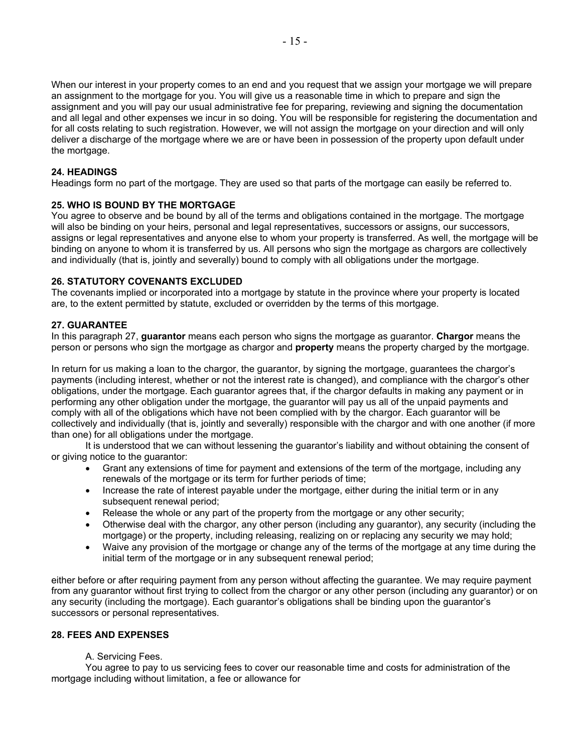When our interest in your property comes to an end and you request that we assign your mortgage we will prepare an assignment to the mortgage for you. You will give us a reasonable time in which to prepare and sign the assignment and you will pay our usual administrative fee for preparing, reviewing and signing the documentation and all legal and other expenses we incur in so doing. You will be responsible for registering the documentation and for all costs relating to such registration. However, we will not assign the mortgage on your direction and will only deliver a discharge of the mortgage where we are or have been in possession of the property upon default under the mortgage.

**24. HEADINGS**
Headings form no part of the mortgage. They are used so that parts of the mortgage can easily be referred to.

**25. WHO IS BOUND BY THE MORTGAGE**
You agree to observe and be bound by all of the terms and obligations contained in the mortgage. The mortgage will also be binding on your heirs, personal and legal representatives, successors or assigns, our successors, assigns or legal representatives and anyone else to whom your property is transferred. As well, the mortgage will be binding on anyone to whom it is transferred by us. All persons who sign the mortgage as chargors are collectively and individually (that is, jointly and severally) bound to comply with all obligations under the mortgage.

**26. STATUTORY COVENANTS EXCLUDED**
The covenants implied or incorporated into a mortgage by statute in the province where your property is located are, to the extent permitted by statute, excluded or overridden by the terms of this mortgage.

**27. GUARANTEE**
In this paragraph 27, **guarantor** means each person who signs the mortgage as guarantor. **Chargor** means the person or persons who sign the mortgage as chargor and **property** means the property charged by the mortgage.

In return for us making a loan to the chargor, the guarantor, by signing the mortgage, guarantees the chargor's payments (including interest, whether or not the interest rate is changed), and compliance with the chargor's other obligations, under the mortgage. Each guarantor agrees that, if the chargor defaults in making any payment or in performing any other obligation under the mortgage, the guarantor will pay us all of the unpaid payments and comply with all of the obligations which have not been complied with by the chargor. Each guarantor will be collectively and individually (that is, jointly and severally) responsible with the chargor and with one another (if more than one) for all obligations under the mortgage.

It is understood that we can without lessening the guarantor's liability and without obtaining the consent of or giving notice to the guarantor:

- Grant any extensions of time for payment and extensions of the term of the mortgage, including any renewals of the mortgage or its term for further periods of time;
- Increase the rate of interest payable under the mortgage, either during the initial term or in any subsequent renewal period;
- Release the whole or any part of the property from the mortgage or any other security;
- Otherwise deal with the chargor, any other person (including any guarantor), any security (including the mortgage) or the property, including releasing, realizing on or replacing any security we may hold;
- Waive any provision of the mortgage or change any of the terms of the mortgage at any time during the initial term of the mortgage or in any subsequent renewal period;

either before or after requiring payment from any person without affecting the guarantee. We may require payment from any guarantor without first trying to collect from the chargor or any other person (including any guarantor) or on any security (including the mortgage). Each guarantor's obligations shall be binding upon the guarantor's successors or personal representatives.

**28. FEES AND EXPENSES**

A. Servicing Fees.

You agree to pay to us servicing fees to cover our reasonable time and costs for administration of the mortgage including without limitation, a fee or allowance for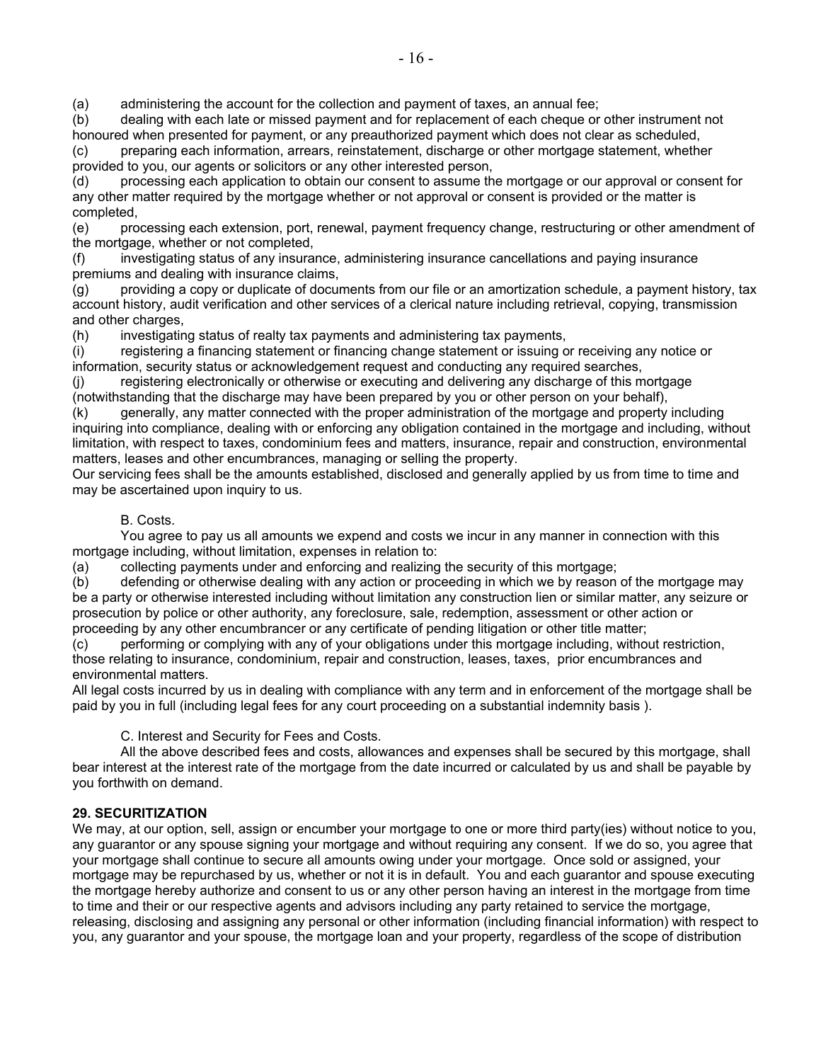(a) administering the account for the collection and payment of taxes, an annual fee;

(b) dealing with each late or missed payment and for replacement of each cheque or other instrument not honoured when presented for payment, or any preauthorized payment which does not clear as scheduled,

(c) preparing each information, arrears, reinstatement, discharge or other mortgage statement, whether provided to you, our agents or solicitors or any other interested person,

(d) processing each application to obtain our consent to assume the mortgage or our approval or consent for any other matter required by the mortgage whether or not approval or consent is provided or the matter is completed,

(e) processing each extension, port, renewal, payment frequency change, restructuring or other amendment of the mortgage, whether or not completed,

(f) investigating status of any insurance, administering insurance cancellations and paying insurance premiums and dealing with insurance claims,

(g) providing a copy or duplicate of documents from our file or an amortization schedule, a payment history, tax account history, audit verification and other services of a clerical nature including retrieval, copying, transmission and other charges,

(h) investigating status of realty tax payments and administering tax payments,

(i) registering a financing statement or financing change statement or issuing or receiving any notice or information, security status or acknowledgement request and conducting any required searches,

(j) registering electronically or otherwise or executing and delivering any discharge of this mortgage (notwithstanding that the discharge may have been prepared by you or other person on your behalf),

(k) generally, any matter connected with the proper administration of the mortgage and property including inquiring into compliance, dealing with or enforcing any obligation contained in the mortgage and including, without limitation, with respect to taxes, condominium fees and matters, insurance, repair and construction, environmental matters, leases and other encumbrances, managing or selling the property.

Our servicing fees shall be the amounts established, disclosed and generally applied by us from time to time and may be ascertained upon inquiry to us.

B. Costs.

You agree to pay us all amounts we expend and costs we incur in any manner in connection with this mortgage including, without limitation, expenses in relation to:

(a) collecting payments under and enforcing and realizing the security of this mortgage;

(b) defending or otherwise dealing with any action or proceeding in which we by reason of the mortgage may be a party or otherwise interested including without limitation any construction lien or similar matter, any seizure or prosecution by police or other authority, any foreclosure, sale, redemption, assessment or other action or proceeding by any other encumbrancer or any certificate of pending litigation or other title matter;

(c) performing or complying with any of your obligations under this mortgage including, without restriction, those relating to insurance, condominium, repair and construction, leases, taxes, prior encumbrances and environmental matters.

All legal costs incurred by us in dealing with compliance with any term and in enforcement of the mortgage shall be paid by you in full (including legal fees for any court proceeding on a substantial indemnity basis ).

C. Interest and Security for Fees and Costs.

All the above described fees and costs, allowances and expenses shall be secured by this mortgage, shall bear interest at the interest rate of the mortgage from the date incurred or calculated by us and shall be payable by you forthwith on demand.

**29. SECURITIZATION**

We may, at our option, sell, assign or encumber your mortgage to one or more third party(ies) without notice to you, any guarantor or any spouse signing your mortgage and without requiring any consent. If we do so, you agree that your mortgage shall continue to secure all amounts owing under your mortgage. Once sold or assigned, your mortgage may be repurchased by us, whether or not it is in default. You and each guarantor and spouse executing the mortgage hereby authorize and consent to us or any other person having an interest in the mortgage from time to time and their or our respective agents and advisors including any party retained to service the mortgage, releasing, disclosing and assigning any personal or other information (including financial information) with respect to you, any guarantor and your spouse, the mortgage loan and your property, regardless of the scope of distribution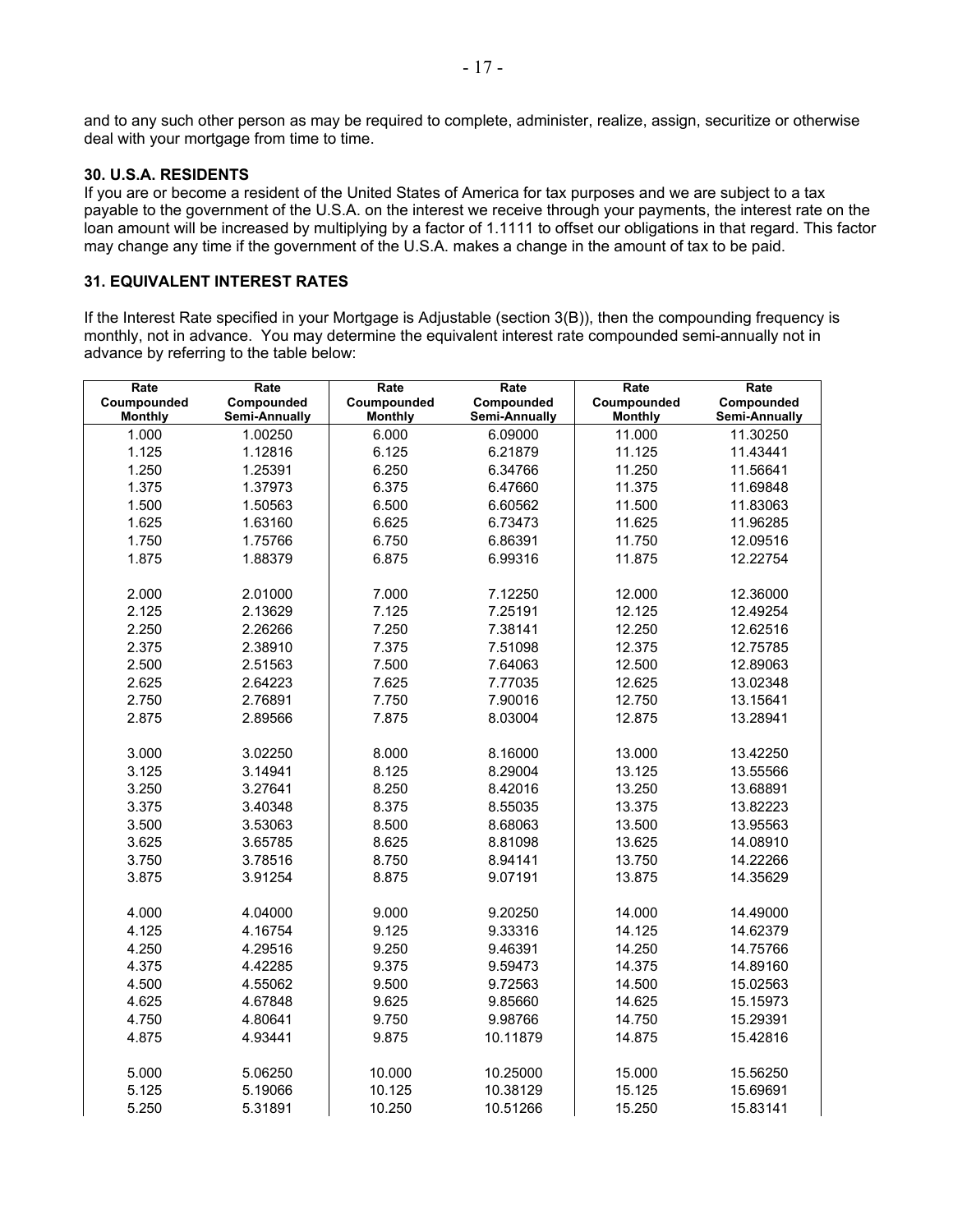and to any such other person as may be required to complete, administer, realize, assign, securitize or otherwise deal with your mortgage from time to time.

**30. U.S.A. RESIDENTS**

If you are or become a resident of the United States of America for tax purposes and we are subject to a tax payable to the government of the U.S.A. on the interest we receive through your payments, the interest rate on the loan amount will be increased by multiplying by a factor of 1.1111 to offset our obligations in that regard. This factor may change any time if the government of the U.S.A. makes a change in the amount of tax to be paid.

**31. EQUIVALENT INTEREST RATES**

If the Interest Rate specified in your Mortgage is Adjustable (section 3(B)), then the compounding frequency is monthly, not in advance. You may determine the equivalent interest rate compounded semi-annually not in advance by referring to the table below:

| Rate Coumpounded Monthly | Rate Compounded Semi-Annually | Rate Coumpounded Monthly | Rate Compounded Semi-Annually | Rate Coumpounded Monthly | Rate Compounded Semi-Annually |
|---|---|---|---|---|---|
| 1.000 | 1.00250 | 6.000 | 6.09000 | 11.000 | 11.30250 |
| 1.125 | 1.12816 | 6.125 | 6.21879 | 11.125 | 11.43441 |
| 1.250 | 1.25391 | 6.250 | 6.34766 | 11.250 | 11.56641 |
| 1.375 | 1.37973 | 6.375 | 6.47660 | 11.375 | 11.69848 |
| 1.500 | 1.50563 | 6.500 | 6.60562 | 11.500 | 11.83063 |
| 1.625 | 1.63160 | 6.625 | 6.73473 | 11.625 | 11.96285 |
| 1.750 | 1.75766 | 6.750 | 6.86391 | 11.750 | 12.09516 |
| 1.875 | 1.88379 | 6.875 | 6.99316 | 11.875 | 12.22754 |
| 2.000 | 2.01000 | 7.000 | 7.12250 | 12.000 | 12.36000 |
| 2.125 | 2.13629 | 7.125 | 7.25191 | 12.125 | 12.49254 |
| 2.250 | 2.26266 | 7.250 | 7.38141 | 12.250 | 12.62516 |
| 2.375 | 2.38910 | 7.375 | 7.51098 | 12.375 | 12.75785 |
| 2.500 | 2.51563 | 7.500 | 7.64063 | 12.500 | 12.89063 |
| 2.625 | 2.64223 | 7.625 | 7.77035 | 12.625 | 13.02348 |
| 2.750 | 2.76891 | 7.750 | 7.90016 | 12.750 | 13.15641 |
| 2.875 | 2.89566 | 7.875 | 8.03004 | 12.875 | 13.28941 |
| 3.000 | 3.02250 | 8.000 | 8.16000 | 13.000 | 13.42250 |
| 3.125 | 3.14941 | 8.125 | 8.29004 | 13.125 | 13.55566 |
| 3.250 | 3.27641 | 8.250 | 8.42016 | 13.250 | 13.68891 |
| 3.375 | 3.40348 | 8.375 | 8.55035 | 13.375 | 13.82223 |
| 3.500 | 3.53063 | 8.500 | 8.68063 | 13.500 | 13.95563 |
| 3.625 | 3.65785 | 8.625 | 8.81098 | 13.625 | 14.08910 |
| 3.750 | 3.78516 | 8.750 | 8.94141 | 13.750 | 14.22266 |
| 3.875 | 3.91254 | 8.875 | 9.07191 | 13.875 | 14.35629 |
| 4.000 | 4.04000 | 9.000 | 9.20250 | 14.000 | 14.49000 |
| 4.125 | 4.16754 | 9.125 | 9.33316 | 14.125 | 14.62379 |
| 4.250 | 4.29516 | 9.250 | 9.46391 | 14.250 | 14.75766 |
| 4.375 | 4.42285 | 9.375 | 9.59473 | 14.375 | 14.89160 |
| 4.500 | 4.55062 | 9.500 | 9.72563 | 14.500 | 15.02563 |
| 4.625 | 4.67848 | 9.625 | 9.85660 | 14.625 | 15.15973 |
| 4.750 | 4.80641 | 9.750 | 9.98766 | 14.750 | 15.29391 |
| 4.875 | 4.93441 | 9.875 | 10.11879 | 14.875 | 15.42816 |
| 5.000 | 5.06250 | 10.000 | 10.25000 | 15.000 | 15.56250 |
| 5.125 | 5.19066 | 10.125 | 10.38129 | 15.125 | 15.69691 |
| 5.250 | 5.31891 | 10.250 | 10.51266 | 15.250 | 15.83141 |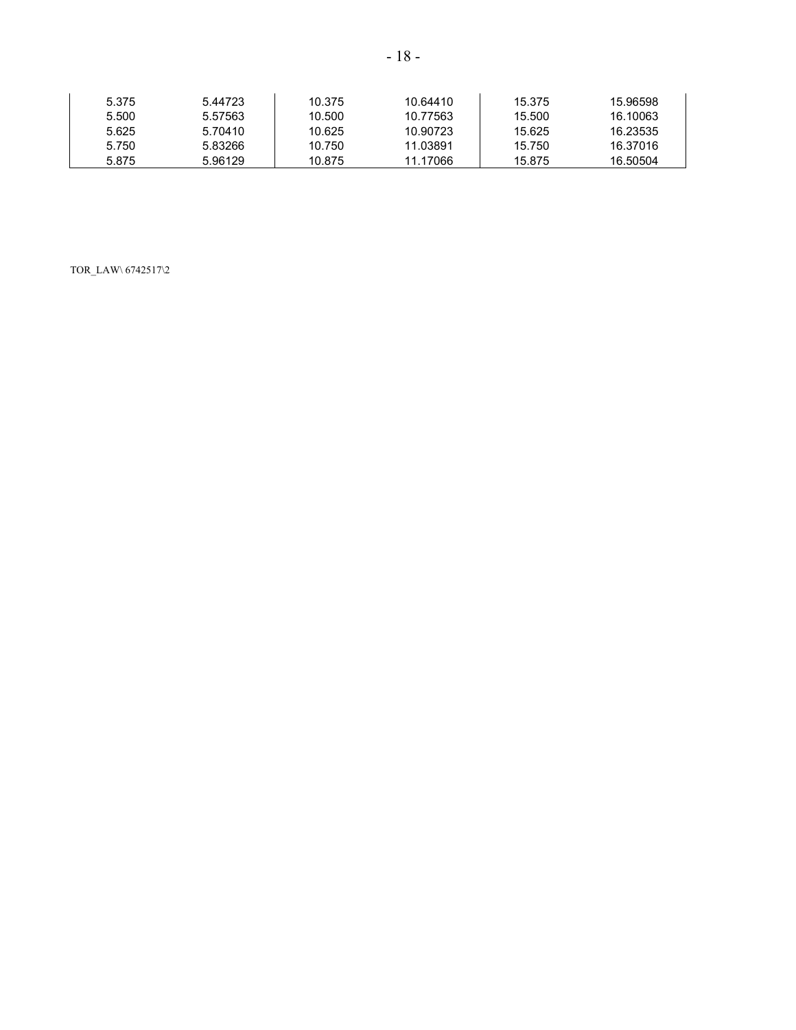| | | | | | |
|---|---|---|---|---|---|
| 5.375 | 5.44723 | 10.375 | 10.64410 | 15.375 | 15.96598 |
| 5.500 | 5.57563 | 10.500 | 10.77563 | 15.500 | 16.10063 |
| 5.625 | 5.70410 | 10.625 | 10.90723 | 15.625 | 16.23535 |
| 5.750 | 5.83266 | 10.750 | 11.03891 | 15.750 | 16.37016 |
| 5.875 | 5.96129 | 10.875 | 11.17066 | 15.875 | 16.50504 |

TOR_LAW\ 6742517\2